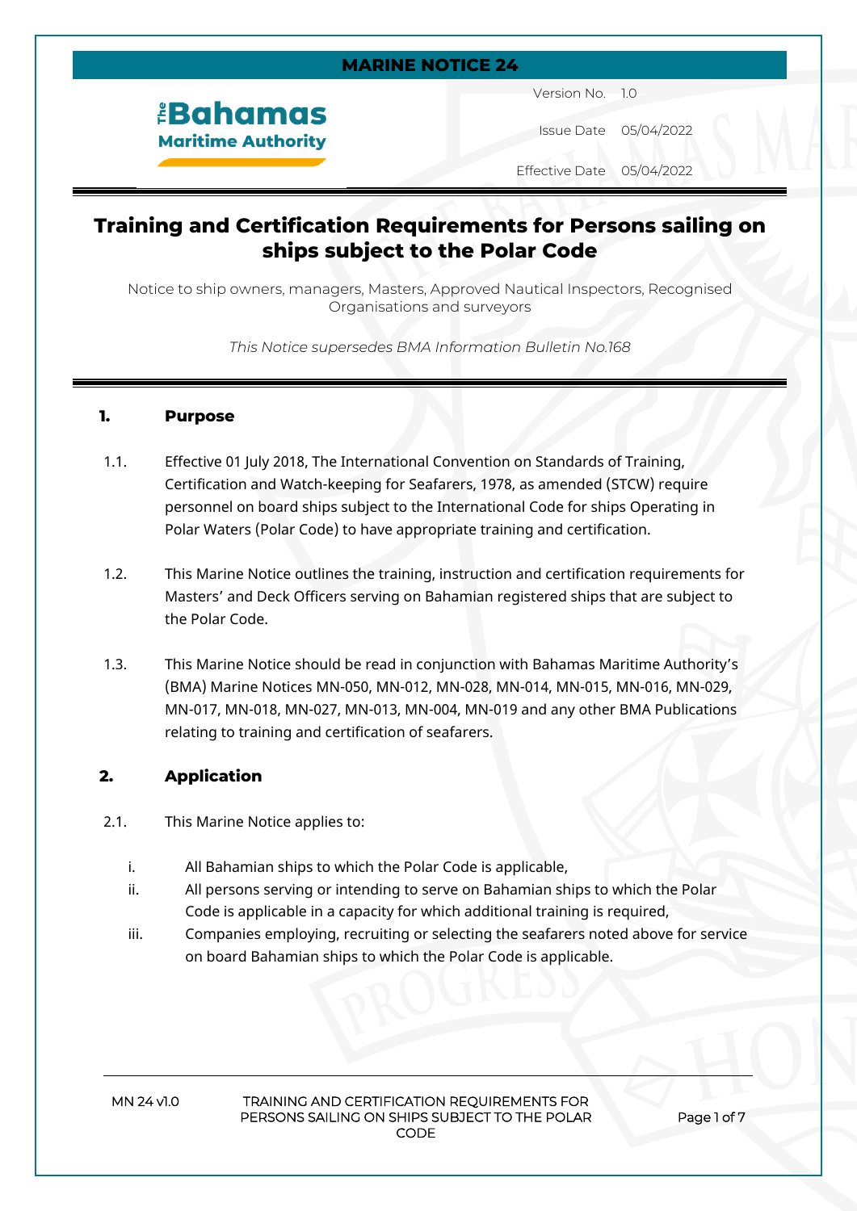**MARINE NOTICE 24**

**The Bahamas Maritime Authority**

| | |
|---|---|
| Version No. | 1.0 |
| Issue Date | 05/04/2022 |
| Effective Date | 05/04/2022 |

# Training and Certification Requirements for Persons sailing on ships subject to the Polar Code

Notice to ship owners, managers, Masters, Approved Nautical Inspectors, Recognised Organisations and surveyors

*This Notice supersedes BMA Information Bulletin No.168*

## 1. Purpose

1.1. Effective 01 July 2018, The International Convention on Standards of Training, Certification and Watch-keeping for Seafarers, 1978, as amended (STCW) require personnel on board ships subject to the International Code for ships Operating in Polar Waters (Polar Code) to have appropriate training and certification.

1.2. This Marine Notice outlines the training, instruction and certification requirements for Masters' and Deck Officers serving on Bahamian registered ships that are subject to the Polar Code.

1.3. This Marine Notice should be read in conjunction with Bahamas Maritime Authority's (BMA) Marine Notices MN-050, MN-012, MN-028, MN-014, MN-015, MN-016, MN-029, MN-017, MN-018, MN-027, MN-013, MN-004, MN-019 and any other BMA Publications relating to training and certification of seafarers.

## 2. Application

2.1. This Marine Notice applies to:

i. All Bahamian ships to which the Polar Code is applicable,

ii. All persons serving or intending to serve on Bahamian ships to which the Polar Code is applicable in a capacity for which additional training is required,

iii. Companies employing, recruiting or selecting the seafarers noted above for service on board Bahamian ships to which the Polar Code is applicable.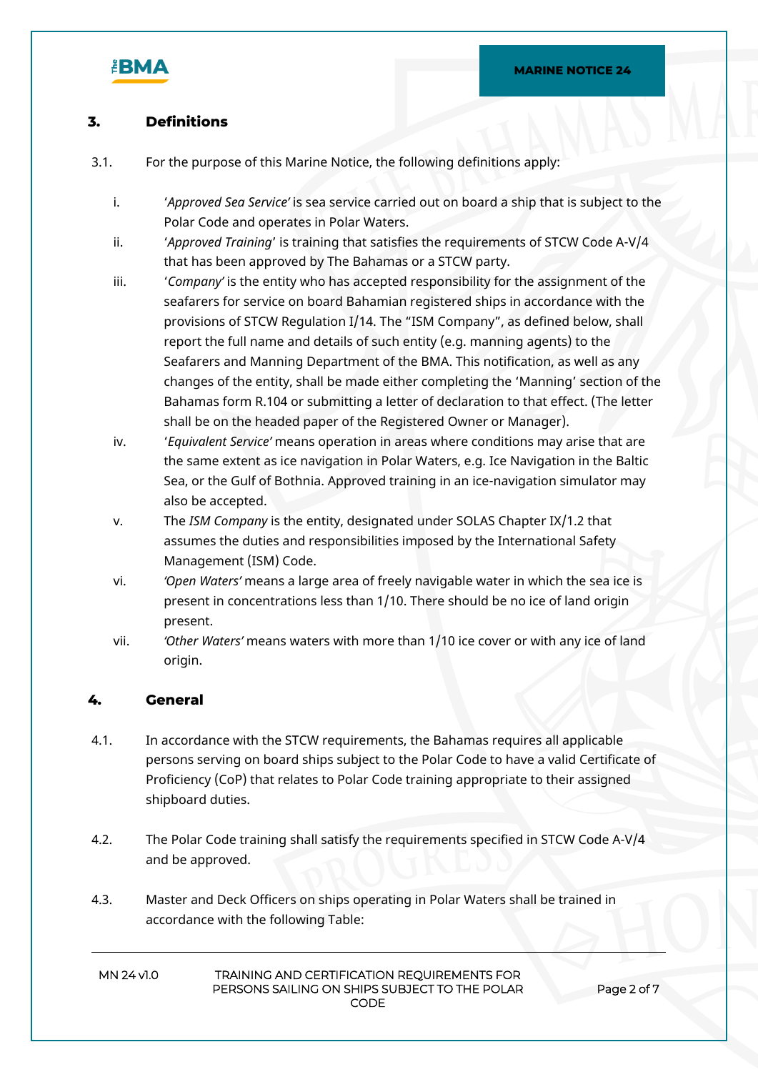## 3. Definitions

3.1. For the purpose of this Marine Notice, the following definitions apply:

i. '*Approved Sea Service'* is sea service carried out on board a ship that is subject to the Polar Code and operates in Polar Waters.

ii. '*Approved Training*' is training that satisfies the requirements of STCW Code A-V/4 that has been approved by The Bahamas or a STCW party.

iii. '*Company*' is the entity who has accepted responsibility for the assignment of the seafarers for service on board Bahamian registered ships in accordance with the provisions of STCW Regulation I/14. The "ISM Company", as defined below, shall report the full name and details of such entity (e.g. manning agents) to the Seafarers and Manning Department of the BMA. This notification, as well as any changes of the entity, shall be made either completing the 'Manning' section of the Bahamas form R.104 or submitting a letter of declaration to that effect. (The letter shall be on the headed paper of the Registered Owner or Manager).

iv. '*Equivalent Service'* means operation in areas where conditions may arise that are the same extent as ice navigation in Polar Waters, e.g. Ice Navigation in the Baltic Sea, or the Gulf of Bothnia. Approved training in an ice-navigation simulator may also be accepted.

v. The *ISM Company* is the entity, designated under SOLAS Chapter IX/1.2 that assumes the duties and responsibilities imposed by the International Safety Management (ISM) Code.

vi. *'Open Waters'* means a large area of freely navigable water in which the sea ice is present in concentrations less than 1/10. There should be no ice of land origin present.

vii. *'Other Waters'* means waters with more than 1/10 ice cover or with any ice of land origin.

## 4. General

4.1. In accordance with the STCW requirements, the Bahamas requires all applicable persons serving on board ships subject to the Polar Code to have a valid Certificate of Proficiency (CoP) that relates to Polar Code training appropriate to their assigned shipboard duties.

4.2. The Polar Code training shall satisfy the requirements specified in STCW Code A-V/4 and be approved.

4.3. Master and Deck Officers on ships operating in Polar Waters shall be trained in accordance with the following Table: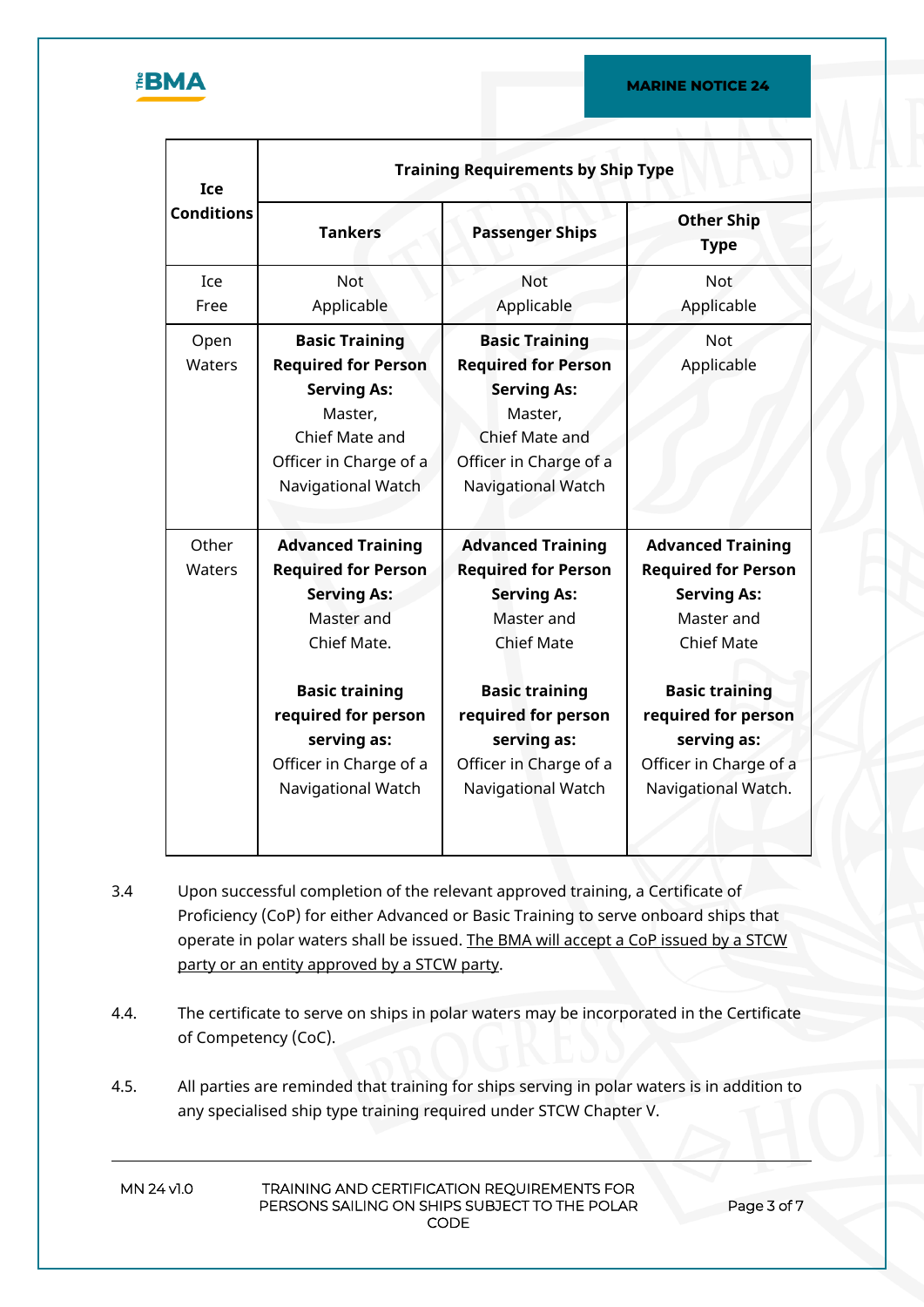| Ice Conditions | Training Requirements by Ship Type | | |
|---|---|---|---|
| | **Tankers** | **Passenger Ships** | **Other Ship Type** |
| Ice Free | Not Applicable | Not Applicable | Not Applicable |
| Open Waters | **Basic Training Required for Person Serving As:** Master, Chief Mate and Officer in Charge of a Navigational Watch | **Basic Training Required for Person Serving As:** Master, Chief Mate and Officer in Charge of a Navigational Watch | Not Applicable |
| Other Waters | **Advanced Training Required for Person Serving As:** Master and Chief Mate. **Basic training required for person serving as:** Officer in Charge of a Navigational Watch | **Advanced Training Required for Person Serving As:** Master and Chief Mate **Basic training required for person serving as:** Officer in Charge of a Navigational Watch | **Advanced Training Required for Person Serving As:** Master and Chief Mate **Basic training required for person serving as:** Officer in Charge of a Navigational Watch. |

3.4 Upon successful completion of the relevant approved training, a Certificate of Proficiency (CoP) for either Advanced or Basic Training to serve onboard ships that operate in polar waters shall be issued. The BMA will accept a CoP issued by a STCW party or an entity approved by a STCW party.

4.4. The certificate to serve on ships in polar waters may be incorporated in the Certificate of Competency (CoC).

4.5. All parties are reminded that training for ships serving in polar waters is in addition to any specialised ship type training required under STCW Chapter V.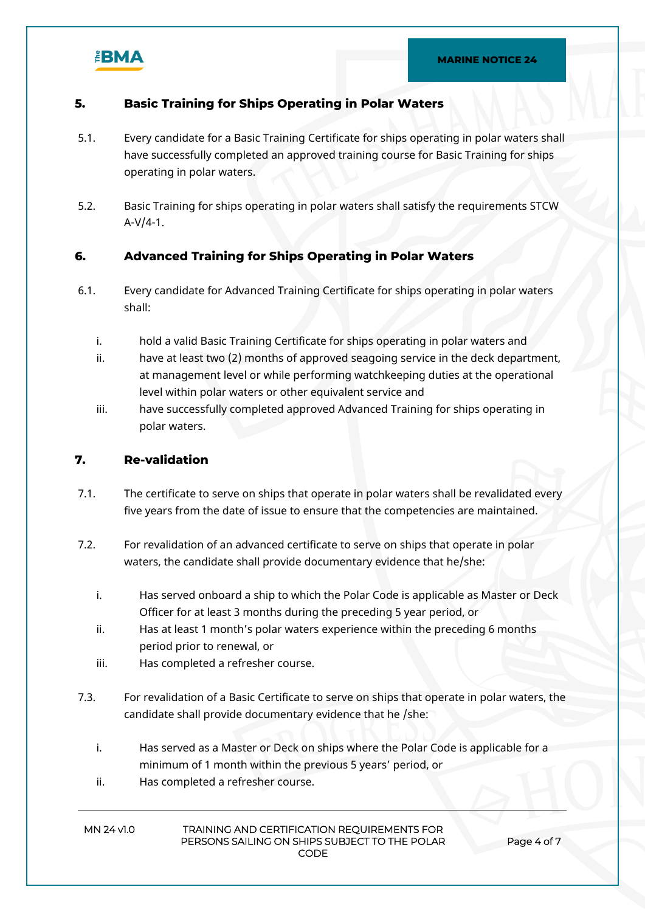## 5. Basic Training for Ships Operating in Polar Waters

5.1. Every candidate for a Basic Training Certificate for ships operating in polar waters shall have successfully completed an approved training course for Basic Training for ships operating in polar waters.

5.2. Basic Training for ships operating in polar waters shall satisfy the requirements STCW A-V/4-1.

## 6. Advanced Training for Ships Operating in Polar Waters

6.1. Every candidate for Advanced Training Certificate for ships operating in polar waters shall:

- i. hold a valid Basic Training Certificate for ships operating in polar waters and
- ii. have at least two (2) months of approved seagoing service in the deck department, at management level or while performing watchkeeping duties at the operational level within polar waters or other equivalent service and
- iii. have successfully completed approved Advanced Training for ships operating in polar waters.

## 7. Re-validation

7.1. The certificate to serve on ships that operate in polar waters shall be revalidated every five years from the date of issue to ensure that the competencies are maintained.

7.2. For revalidation of an advanced certificate to serve on ships that operate in polar waters, the candidate shall provide documentary evidence that he/she:

- i. Has served onboard a ship to which the Polar Code is applicable as Master or Deck Officer for at least 3 months during the preceding 5 year period, or
- ii. Has at least 1 month's polar waters experience within the preceding 6 months period prior to renewal, or
- iii. Has completed a refresher course.

7.3. For revalidation of a Basic Certificate to serve on ships that operate in polar waters, the candidate shall provide documentary evidence that he /she:

- i. Has served as a Master or Deck on ships where the Polar Code is applicable for a minimum of 1 month within the previous 5 years' period, or
- ii. Has completed a refresher course.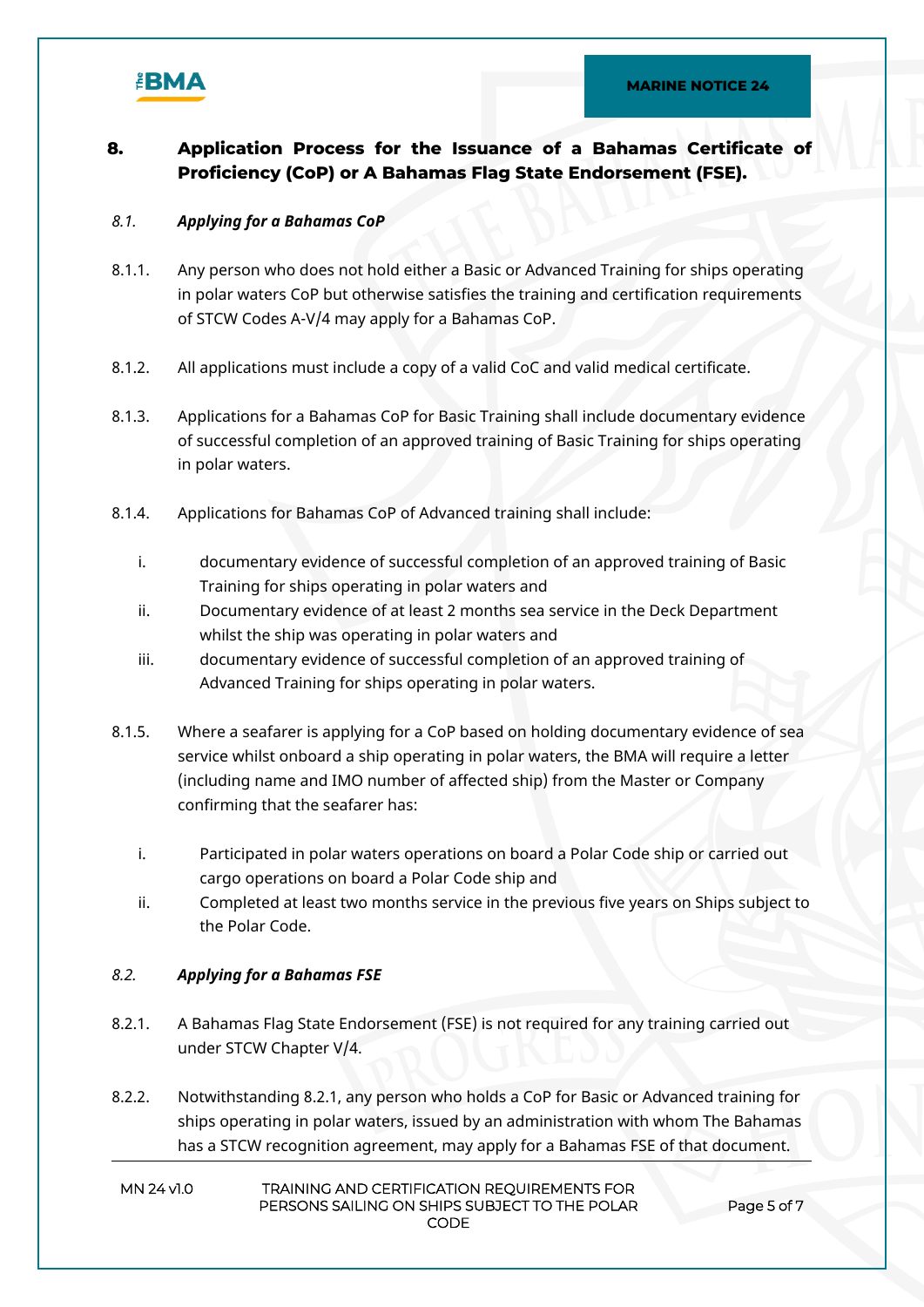## 8. Application Process for the Issuance of a Bahamas Certificate of Proficiency (CoP) or A Bahamas Flag State Endorsement (FSE).

### *8.1. Applying for a Bahamas CoP*

8.1.1. Any person who does not hold either a Basic or Advanced Training for ships operating in polar waters CoP but otherwise satisfies the training and certification requirements of STCW Codes A-V/4 may apply for a Bahamas CoP.

8.1.2. All applications must include a copy of a valid CoC and valid medical certificate.

8.1.3. Applications for a Bahamas CoP for Basic Training shall include documentary evidence of successful completion of an approved training of Basic Training for ships operating in polar waters.

8.1.4. Applications for Bahamas CoP of Advanced training shall include:

i. documentary evidence of successful completion of an approved training of Basic Training for ships operating in polar waters and
ii. Documentary evidence of at least 2 months sea service in the Deck Department whilst the ship was operating in polar waters and
iii. documentary evidence of successful completion of an approved training of Advanced Training for ships operating in polar waters.

8.1.5. Where a seafarer is applying for a CoP based on holding documentary evidence of sea service whilst onboard a ship operating in polar waters, the BMA will require a letter (including name and IMO number of affected ship) from the Master or Company confirming that the seafarer has:

i. Participated in polar waters operations on board a Polar Code ship or carried out cargo operations on board a Polar Code ship and
ii. Completed at least two months service in the previous five years on Ships subject to the Polar Code.

### *8.2. Applying for a Bahamas FSE*

8.2.1. A Bahamas Flag State Endorsement (FSE) is not required for any training carried out under STCW Chapter V/4.

8.2.2. Notwithstanding 8.2.1, any person who holds a CoP for Basic or Advanced training for ships operating in polar waters, issued by an administration with whom The Bahamas has a STCW recognition agreement, may apply for a Bahamas FSE of that document.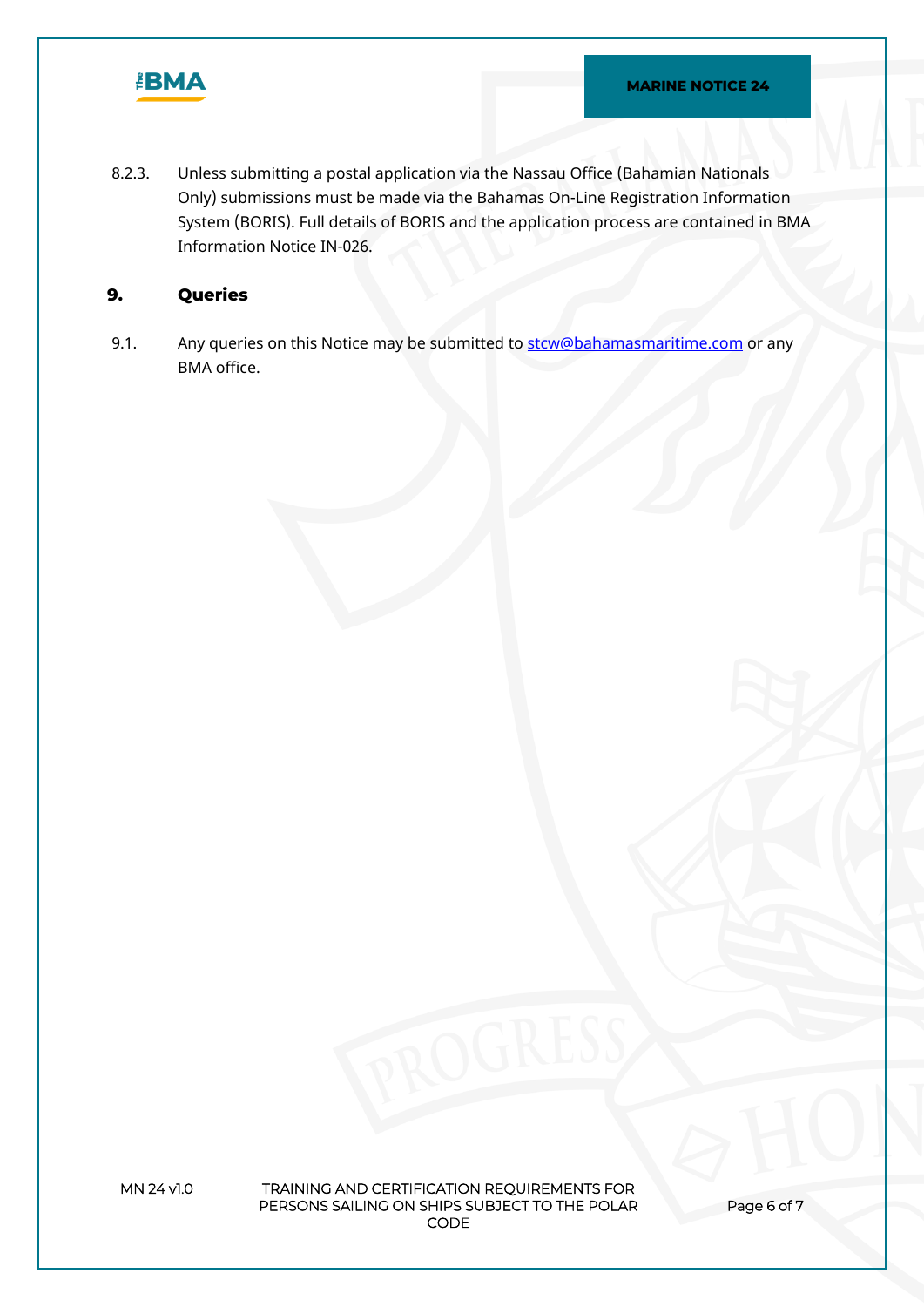8.2.3. Unless submitting a postal application via the Nassau Office (Bahamian Nationals Only) submissions must be made via the Bahamas On-Line Registration Information System (BORIS). Full details of BORIS and the application process are contained in BMA Information Notice IN-026.

## 9. Queries

9.1. Any queries on this Notice may be submitted to stcw@bahamasmaritime.com or any BMA office.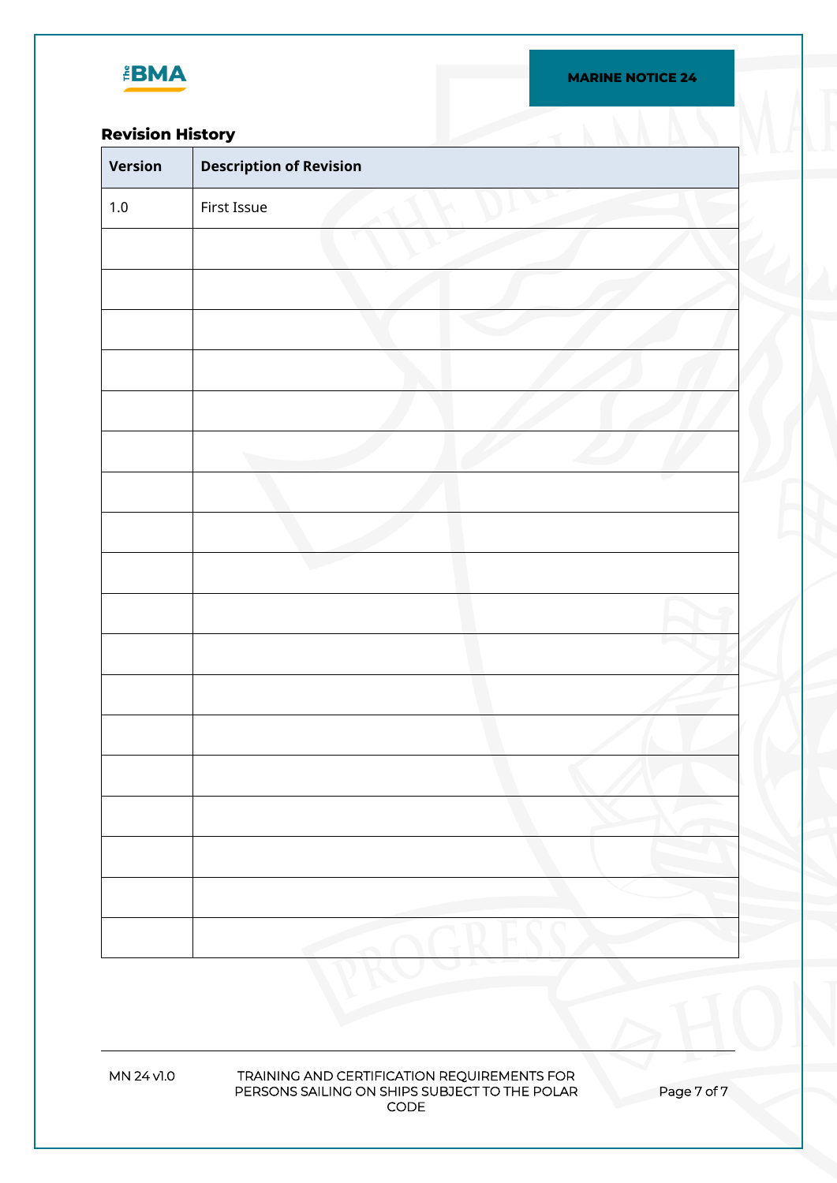## Revision History

| Version | Description of Revision |
|---|---|
| 1.0 | First Issue |
| | |
| | |
| | |
| | |
| | |
| | |
| | |
| | |
| | |
| | |
| | |
| | |
| | |
| | |
| | |
| | |
| | |
| | |